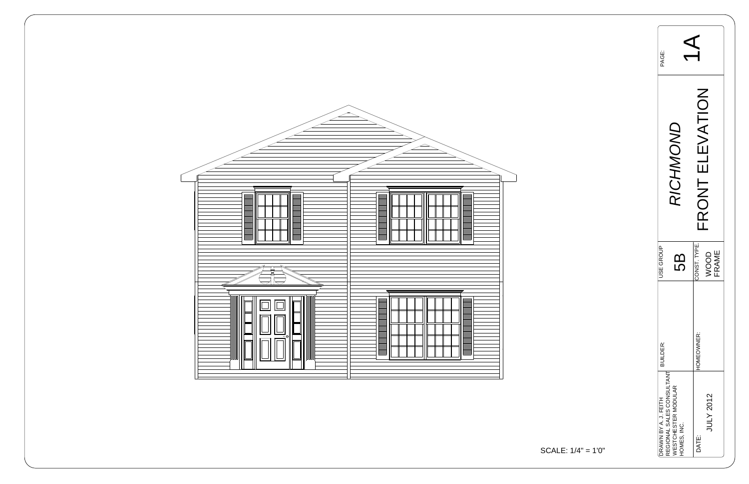SCALE: 1/4" = 1'0"

| PAGE: | 1A |
|---|---|
| *RICHMOND* | FRONT ELEVATION |
| USE GROUP | 5B |
| CONST. TYPE: | WOOD FRAME |
| BUILDER: | |
| HOMEOWNER: | |
| DRAWN BY A. J. FEITH REGIONAL SALES CONSULTANT WESTCHESTER MODULAR HOMES, INC. | |
| DATE: | JULY 2012 |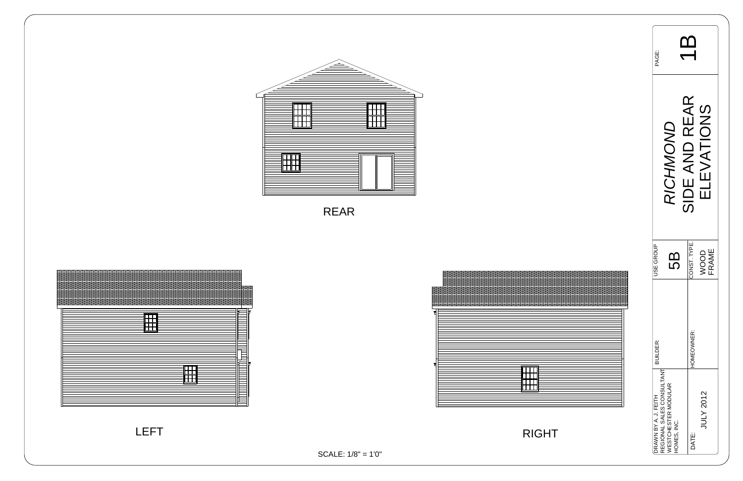REAR

LEFT

RIGHT

SCALE: 1/8" = 1'0"

PAGE: 1B

*RICHMOND*
SIDE AND REAR ELEVATIONS

USE GROUP: 5B

CONST. TYPE: WOOD FRAME

BUILDER:

HOMEOWNER:

DRAWN BY A. J. FEITH
REGIONAL SALES CONSULTANT
WESTCHESTER MODULAR HOMES, INC.

DATE: JULY 2012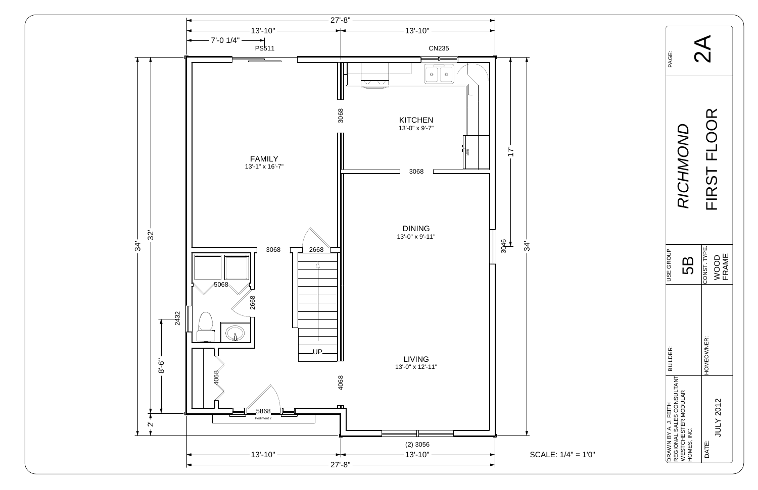# RICHMOND

## FIRST FLOOR

PAGE: 2A

| | |
|---|---|
| USE GROUP | 5B |
| CONST. TYPE. | WOOD FRAME |
| BUILDER: | |
| HOMEOWNER: | |
| DRAWN BY A. J. FEITH REGIONAL SALES CONSULTANT WESTCHESTER MODULAR HOMES, INC. | |
| DATE: | JULY 2012 |

SCALE: 1/4" = 1'0"

27'-8"

13'-10" 13'-10"

7'-0 1/4"

PS511

CN235

34' 32' 17' 34'

8'-6" 2'

KITCHEN
13'-0" x 9'-7"

FAMILY
13'-1" x 16'-7"

DINING
13'-0" x 9'-11"

LIVING
13'-0" x 12'-11"

3068 3068 3068 2668 5068 2668 2432 4068 4068 5868 3046

Pediment 2

UP

(2) 3056

13'-10" 13'-10"

27'-8"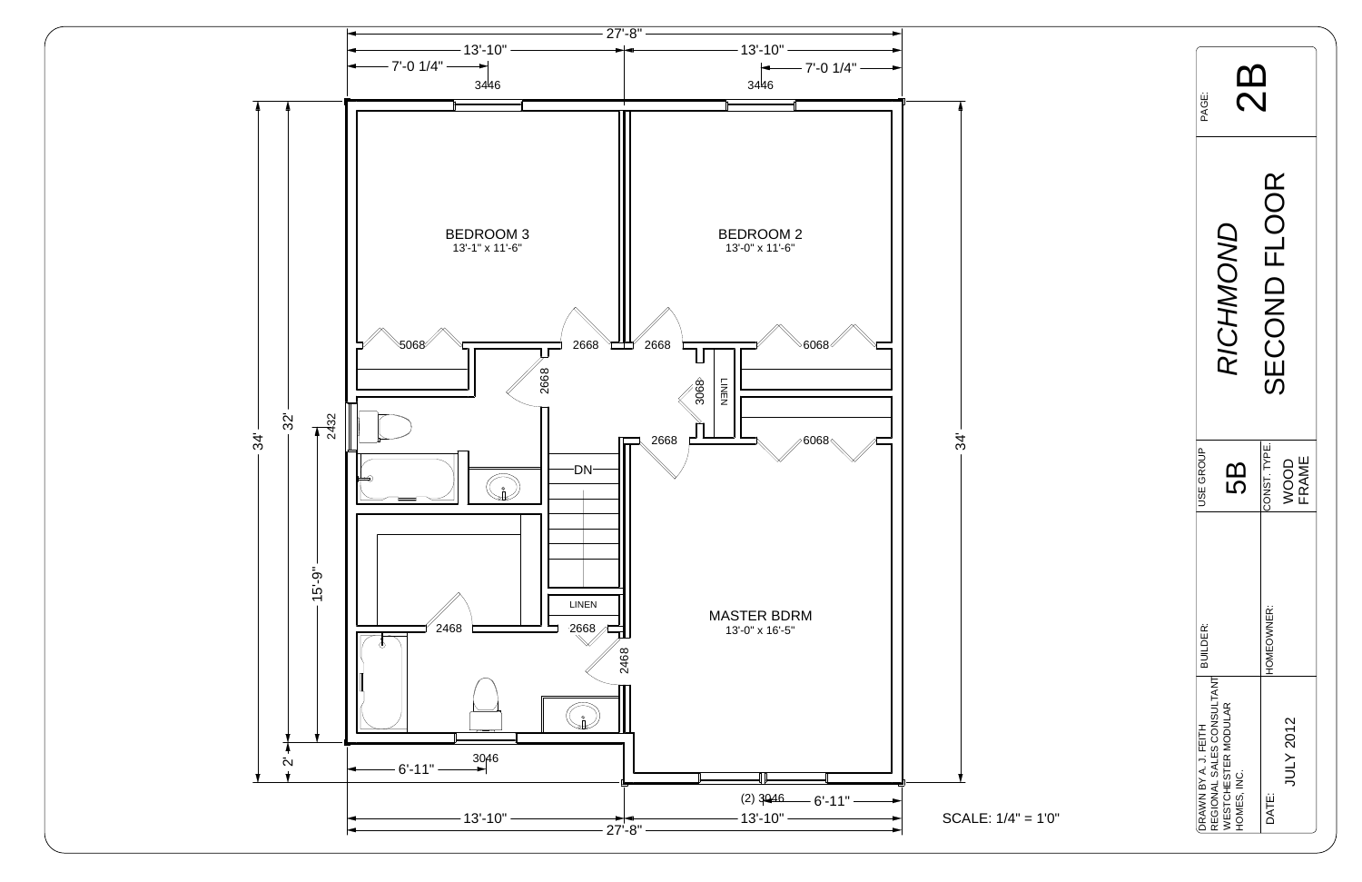# RICHMOND SECOND FLOOR

PAGE: 2B

BEDROOM 3
13'-1" x 11'-6"

BEDROOM 2
13'-0" x 11'-6"

MASTER BDRM
13'-0" x 16'-5"

LINEN

LINEN

DN

27'-8"
13'-10"
13'-10"
7'-0 1/4"
7'-0 1/4"
3446
3446
5068
2668
2668
6068
2668
3068
2432
2668
6068
2468
2668
2468
3046
(2) 3046
34'
32'
15'-9"
2'
34'
6'-11"
6'-11"
13'-10"
13'-10"
27'-8"

SCALE: 1/4" = 1'0"

| | |
|---|---|
| USE GROUP | 5B |
| CONST. TYPE: | WOOD FRAME |
| BUILDER: | |
| HOMEOWNER: | |
| DRAWN BY A. J. FEITH REGIONAL SALES CONSULTANT WESTCHESTER MODULAR HOMES, INC. | |
| DATE: | JULY 2012 |